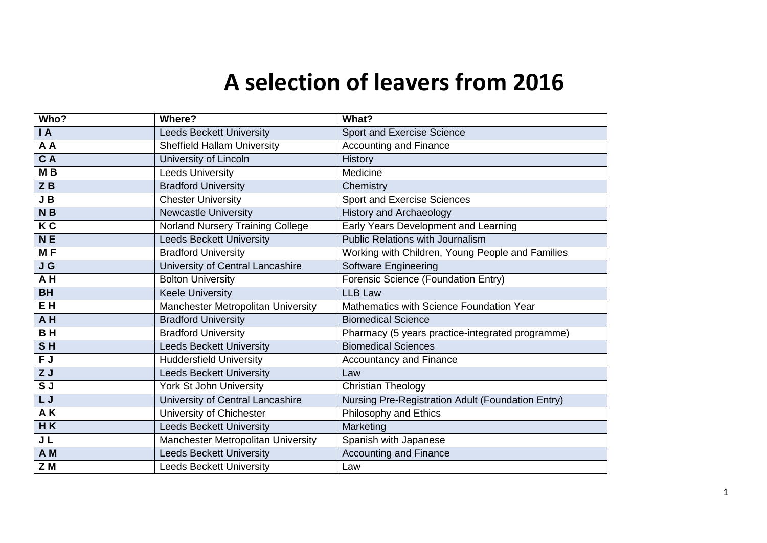# A selection of leavers from 2016

| Who? | Where? | What? |
|---|---|---|
| **I A** | Leeds Beckett University | Sport and Exercise Science |
| **A A** | Sheffield Hallam University | Accounting and Finance |
| **C A** | University of Lincoln | History |
| **M B** | Leeds University | Medicine |
| **Z B** | Bradford University | Chemistry |
| **J B** | Chester University | Sport and Exercise Sciences |
| **N B** | Newcastle University | History and Archaeology |
| **K C** | Norland Nursery Training College | Early Years Development and Learning |
| **N E** | Leeds Beckett University | Public Relations with Journalism |
| **M F** | Bradford University | Working with Children, Young People and Families |
| **J G** | University of Central Lancashire | Software Engineering |
| **A H** | Bolton University | Forensic Science (Foundation Entry) |
| **BH** | Keele University | LLB Law |
| **E H** | Manchester Metropolitan University | Mathematics with Science Foundation Year |
| **A H** | Bradford University | Biomedical Science |
| **B H** | Bradford University | Pharmacy (5 years practice-integrated programme) |
| **S H** | Leeds Beckett University | Biomedical Sciences |
| **F J** | Huddersfield University | Accountancy and Finance |
| **Z J** | Leeds Beckett University | Law |
| **S J** | York St John University | Christian Theology |
| **L J** | University of Central Lancashire | Nursing Pre-Registration Adult (Foundation Entry) |
| **A K** | University of Chichester | Philosophy and Ethics |
| **H K** | Leeds Beckett University | Marketing |
| **J L** | Manchester Metropolitan University | Spanish with Japanese |
| **A M** | Leeds Beckett University | Accounting and Finance |
| **Z M** | Leeds Beckett University | Law |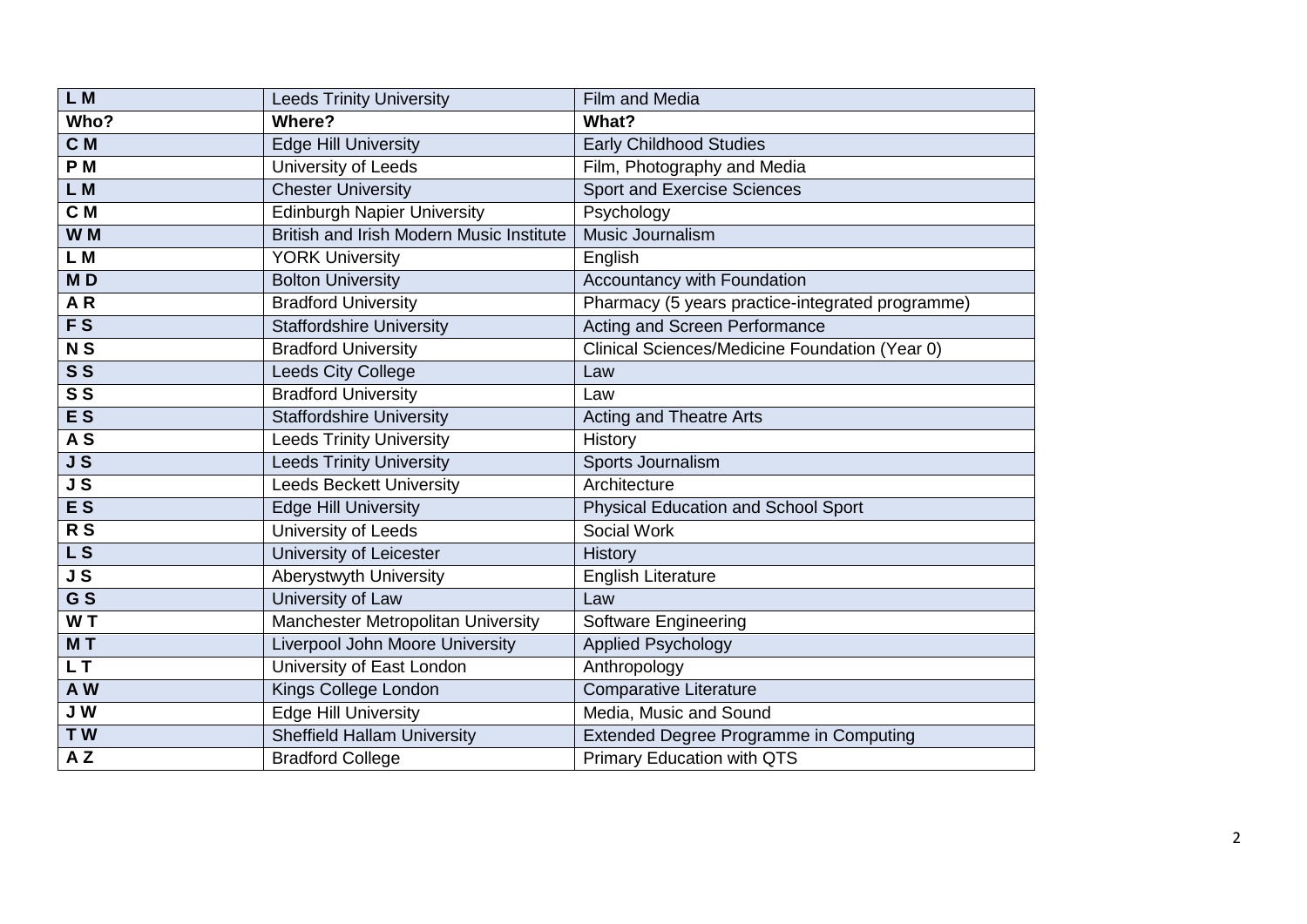| **L M** | Leeds Trinity University | Film and Media |
|---|---|---|
| **Who?** | **Where?** | **What?** |
| **C M** | Edge Hill University | Early Childhood Studies |
| **P M** | University of Leeds | Film, Photography and Media |
| **L M** | Chester University | Sport and Exercise Sciences |
| **C M** | Edinburgh Napier University | Psychology |
| **W M** | British and Irish Modern Music Institute | Music Journalism |
| **L M** | YORK University | English |
| **M D** | Bolton University | Accountancy with Foundation |
| **A R** | Bradford University | Pharmacy (5 years practice-integrated programme) |
| **F S** | Staffordshire University | Acting and Screen Performance |
| **N S** | Bradford University | Clinical Sciences/Medicine Foundation (Year 0) |
| **S S** | Leeds City College | Law |
| **S S** | Bradford University | Law |
| **E S** | Staffordshire University | Acting and Theatre Arts |
| **A S** | Leeds Trinity University | History |
| **J S** | Leeds Trinity University | Sports Journalism |
| **J S** | Leeds Beckett University | Architecture |
| **E S** | Edge Hill University | Physical Education and School Sport |
| **R S** | University of Leeds | Social Work |
| **L S** | University of Leicester | History |
| **J S** | Aberystwyth University | English Literature |
| **G S** | University of Law | Law |
| **W T** | Manchester Metropolitan University | Software Engineering |
| **M T** | Liverpool John Moore University | Applied Psychology |
| **L T** | University of East London | Anthropology |
| **A W** | Kings College London | Comparative Literature |
| **J W** | Edge Hill University | Media, Music and Sound |
| **T W** | Sheffield Hallam University | Extended Degree Programme in Computing |
| **A Z** | Bradford College | Primary Education with QTS |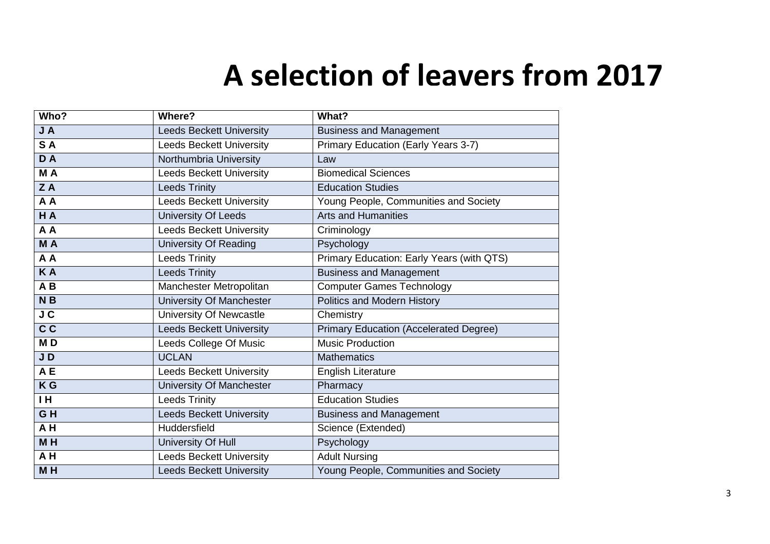# A selection of leavers from 2017

| Who? | Where? | What? |
|---|---|---|
| **J A** | Leeds Beckett University | Business and Management |
| **S A** | Leeds Beckett University | Primary Education (Early Years 3-7) |
| **D A** | Northumbria University | Law |
| **M A** | Leeds Beckett University | Biomedical Sciences |
| **Z A** | Leeds Trinity | Education Studies |
| **A A** | Leeds Beckett University | Young People, Communities and Society |
| **H A** | University Of Leeds | Arts and Humanities |
| **A A** | Leeds Beckett University | Criminology |
| **M A** | University Of Reading | Psychology |
| **A A** | Leeds Trinity | Primary Education: Early Years (with QTS) |
| **K A** | Leeds Trinity | Business and Management |
| **A B** | Manchester Metropolitan | Computer Games Technology |
| **N B** | University Of Manchester | Politics and Modern History |
| **J C** | University Of Newcastle | Chemistry |
| **C C** | Leeds Beckett University | Primary Education (Accelerated Degree) |
| **M D** | Leeds College Of Music | Music Production |
| **J D** | UCLAN | Mathematics |
| **A E** | Leeds Beckett University | English Literature |
| **K G** | University Of Manchester | Pharmacy |
| **I H** | Leeds Trinity | Education Studies |
| **G H** | Leeds Beckett University | Business and Management |
| **A H** | Huddersfield | Science (Extended) |
| **M H** | University Of Hull | Psychology |
| **A H** | Leeds Beckett University | Adult Nursing |
| **M H** | Leeds Beckett University | Young People, Communities and Society |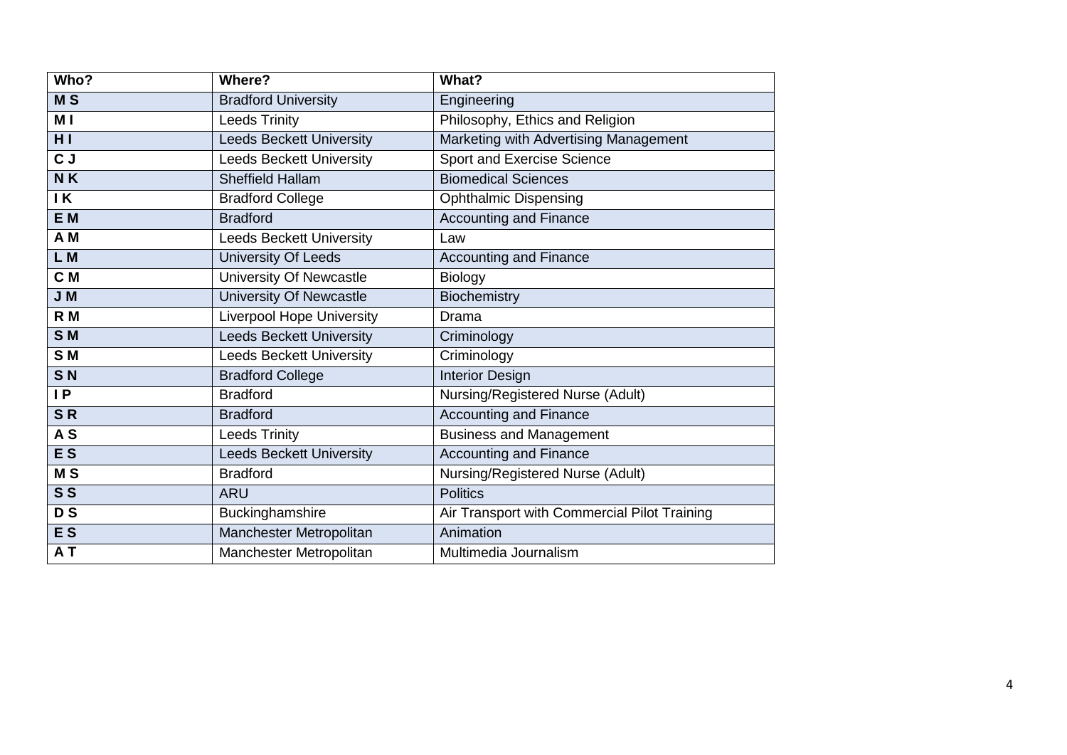| Who? | Where? | What? |
|---|---|---|
| **M S** | Bradford University | Engineering |
| **M I** | Leeds Trinity | Philosophy, Ethics and Religion |
| **H I** | Leeds Beckett University | Marketing with Advertising Management |
| **C J** | Leeds Beckett University | Sport and Exercise Science |
| **N K** | Sheffield Hallam | Biomedical Sciences |
| **I K** | Bradford College | Ophthalmic Dispensing |
| **E M** | Bradford | Accounting and Finance |
| **A M** | Leeds Beckett University | Law |
| **L M** | University Of Leeds | Accounting and Finance |
| **C M** | University Of Newcastle | Biology |
| **J M** | University Of Newcastle | Biochemistry |
| **R M** | Liverpool Hope University | Drama |
| **S M** | Leeds Beckett University | Criminology |
| **S M** | Leeds Beckett University | Criminology |
| **S N** | Bradford College | Interior Design |
| **I P** | Bradford | Nursing/Registered Nurse (Adult) |
| **S R** | Bradford | Accounting and Finance |
| **A S** | Leeds Trinity | Business and Management |
| **E S** | Leeds Beckett University | Accounting and Finance |
| **M S** | Bradford | Nursing/Registered Nurse (Adult) |
| **S S** | ARU | Politics |
| **D S** | Buckinghamshire | Air Transport with Commercial Pilot Training |
| **E S** | Manchester Metropolitan | Animation |
| **A T** | Manchester Metropolitan | Multimedia Journalism |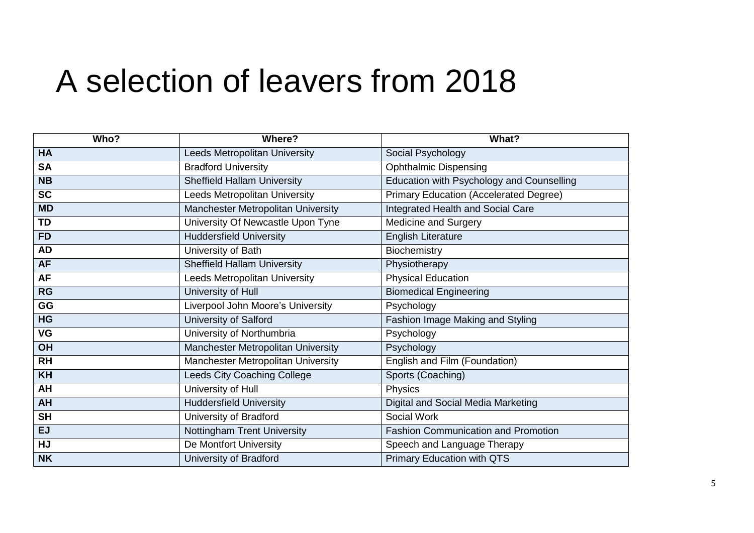# A selection of leavers from 2018

| Who? | Where? | What? |
|---|---|---|
| **HA** | Leeds Metropolitan University | Social Psychology |
| **SA** | Bradford University | Ophthalmic Dispensing |
| **NB** | Sheffield Hallam University | Education with Psychology and Counselling |
| **SC** | Leeds Metropolitan University | Primary Education (Accelerated Degree) |
| **MD** | Manchester Metropolitan University | Integrated Health and Social Care |
| **TD** | University Of Newcastle Upon Tyne | Medicine and Surgery |
| **FD** | Huddersfield University | English Literature |
| **AD** | University of Bath | Biochemistry |
| **AF** | Sheffield Hallam University | Physiotherapy |
| **AF** | Leeds Metropolitan University | Physical Education |
| **RG** | University of Hull | Biomedical Engineering |
| **GG** | Liverpool John Moore's University | Psychology |
| **HG** | University of Salford | Fashion Image Making and Styling |
| **VG** | University of Northumbria | Psychology |
| **OH** | Manchester Metropolitan University | Psychology |
| **RH** | Manchester Metropolitan University | English and Film (Foundation) |
| **KH** | Leeds City Coaching College | Sports (Coaching) |
| **AH** | University of Hull | Physics |
| **AH** | Huddersfield University | Digital and Social Media Marketing |
| **SH** | University of Bradford | Social Work |
| **EJ** | Nottingham Trent University | Fashion Communication and Promotion |
| **HJ** | De Montfort University | Speech and Language Therapy |
| **NK** | University of Bradford | Primary Education with QTS |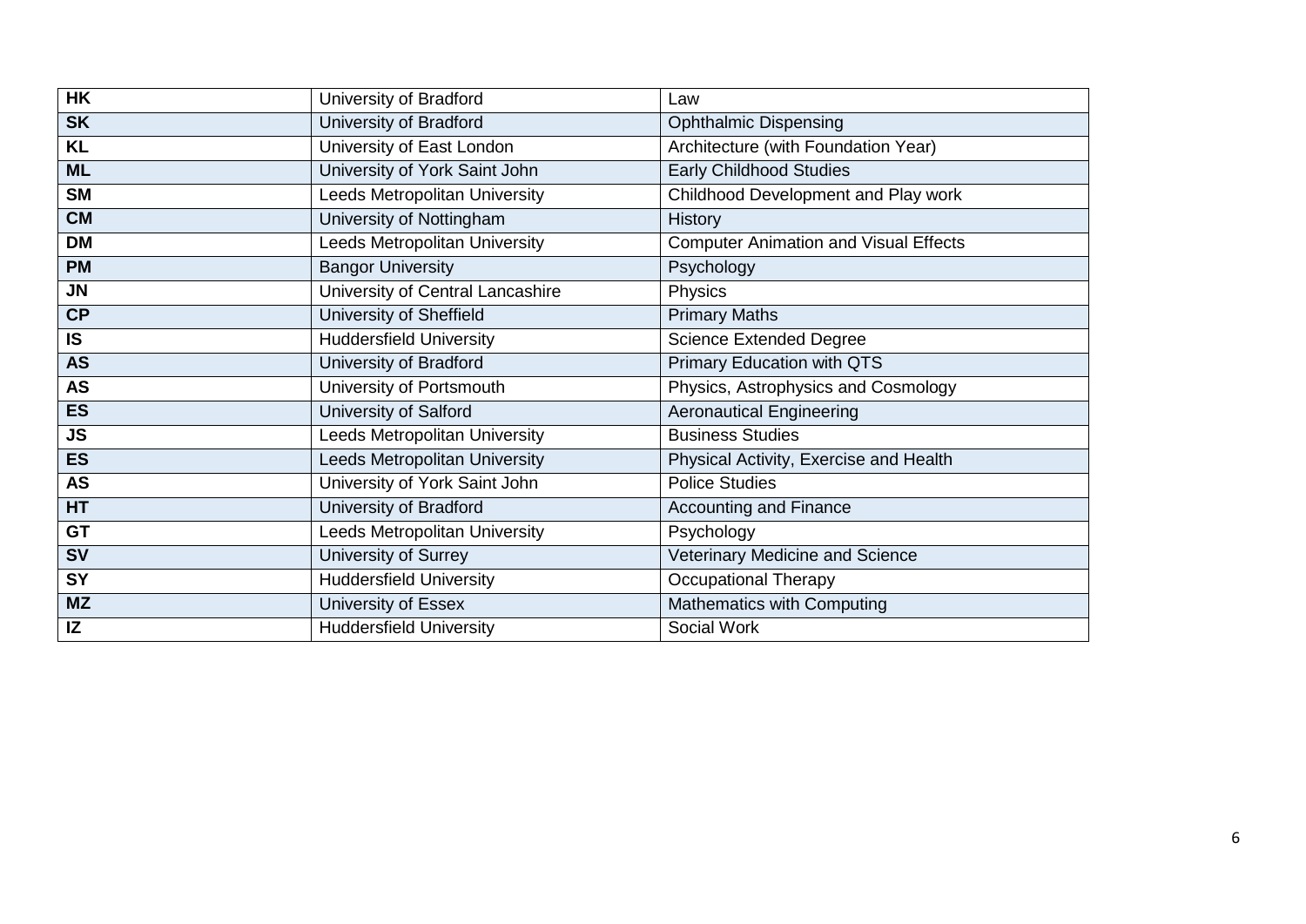| | | |
|---|---|---|
| **HK** | University of Bradford | Law |
| **SK** | University of Bradford | Ophthalmic Dispensing |
| **KL** | University of East London | Architecture (with Foundation Year) |
| **ML** | University of York Saint John | Early Childhood Studies |
| **SM** | Leeds Metropolitan University | Childhood Development and Play work |
| **CM** | University of Nottingham | History |
| **DM** | Leeds Metropolitan University | Computer Animation and Visual Effects |
| **PM** | Bangor University | Psychology |
| **JN** | University of Central Lancashire | Physics |
| **CP** | University of Sheffield | Primary Maths |
| **IS** | Huddersfield University | Science Extended Degree |
| **AS** | University of Bradford | Primary Education with QTS |
| **AS** | University of Portsmouth | Physics, Astrophysics and Cosmology |
| **ES** | University of Salford | Aeronautical Engineering |
| **JS** | Leeds Metropolitan University | Business Studies |
| **ES** | Leeds Metropolitan University | Physical Activity, Exercise and Health |
| **AS** | University of York Saint John | Police Studies |
| **HT** | University of Bradford | Accounting and Finance |
| **GT** | Leeds Metropolitan University | Psychology |
| **SV** | University of Surrey | Veterinary Medicine and Science |
| **SY** | Huddersfield University | Occupational Therapy |
| **MZ** | University of Essex | Mathematics with Computing |
| **IZ** | Huddersfield University | Social Work |